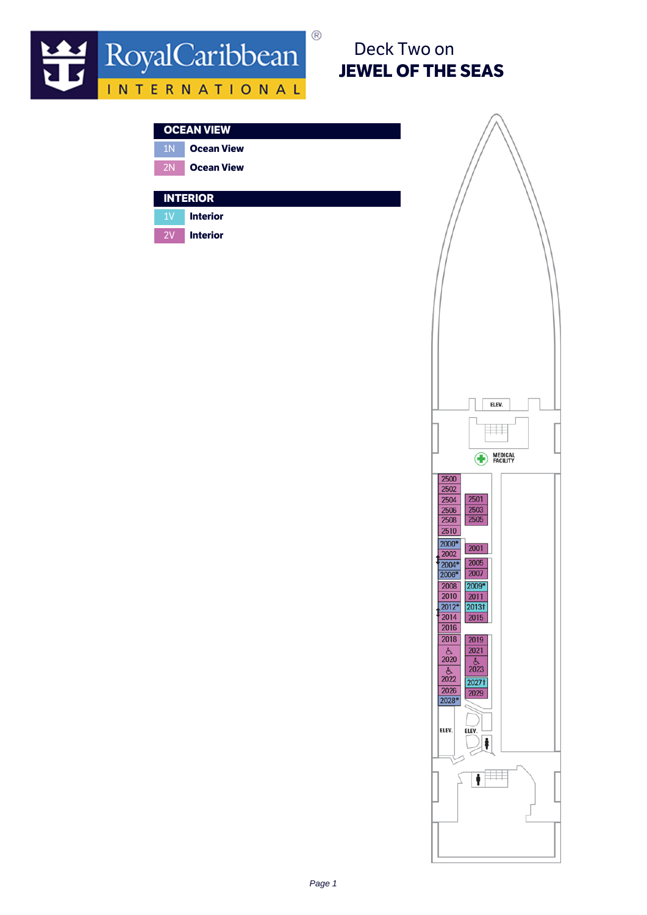# Deck Two on
# JEWEL OF THE SEAS

## OCEAN VIEW

| Code | Category |
|---|---|
| 1N | Ocean View |
| 2N | Ocean View |

## INTERIOR

| Code | Category |
|---|---|
| 1V | Interior |
| 2V | Interior |

ELEV.

MEDICAL FACILITY

2500
2502
2504
2506
2508
2510

2501
2503
2505

2000*
2002
2004*
2006*
2008
2010
2012*
2014
2016
2018
2020
2022
2026
2028*

2001
2005
2007
2009*
2011
2013†
2015
2019
2021
2023
2027†
2029

ELEV.

ELEV.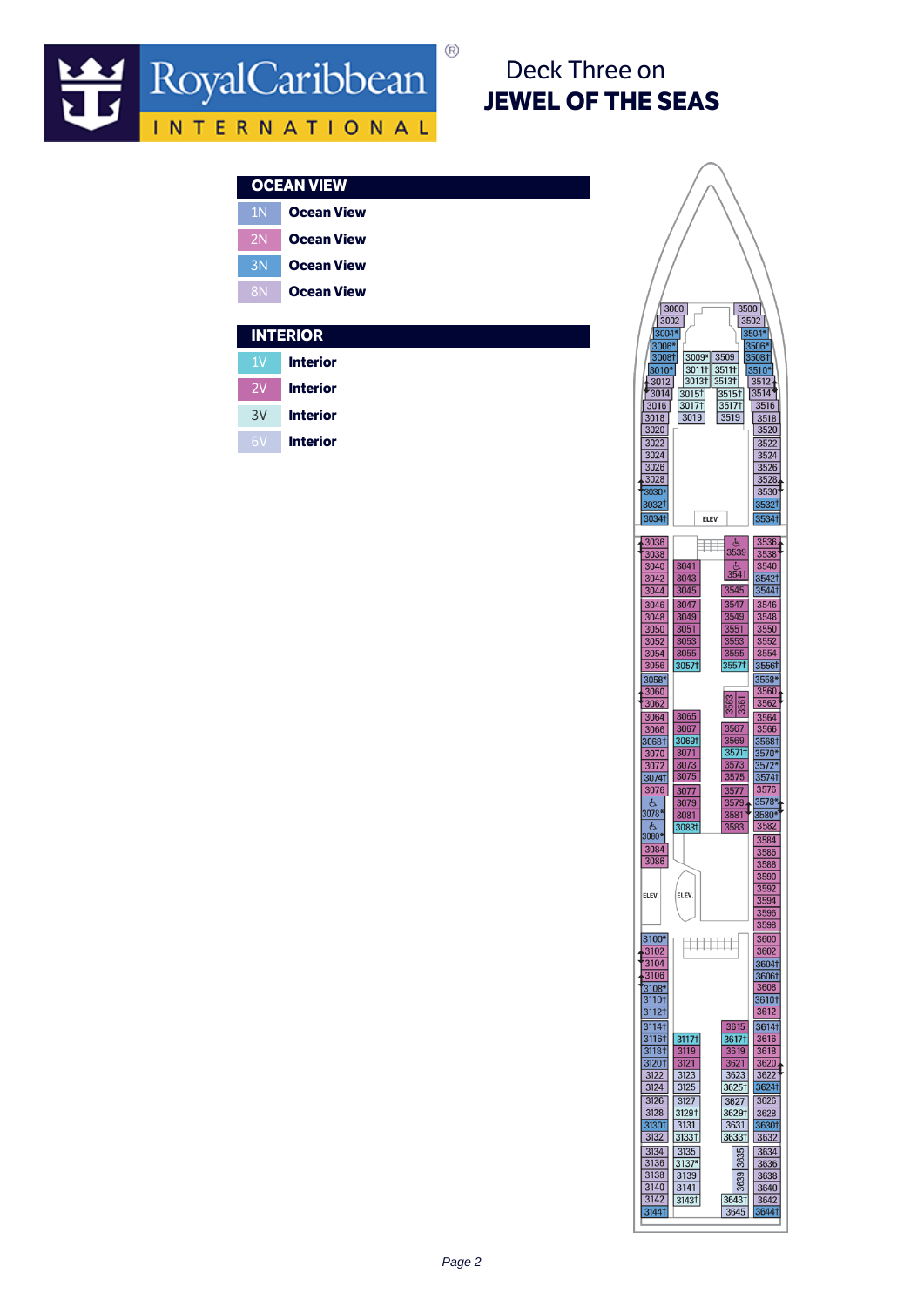# Deck Three on
# JEWEL OF THE SEAS

Royal Caribbean INTERNATIONAL

## OCEAN VIEW

| Code | Category |
|---|---|
| 1N | Ocean View |
| 2N | Ocean View |
| 3N | Ocean View |
| 8N | Ocean View |

## INTERIOR

| Code | Category |
|---|---|
| 1V | Interior |
| 2V | Interior |
| 3V | Interior |
| 6V | Interior |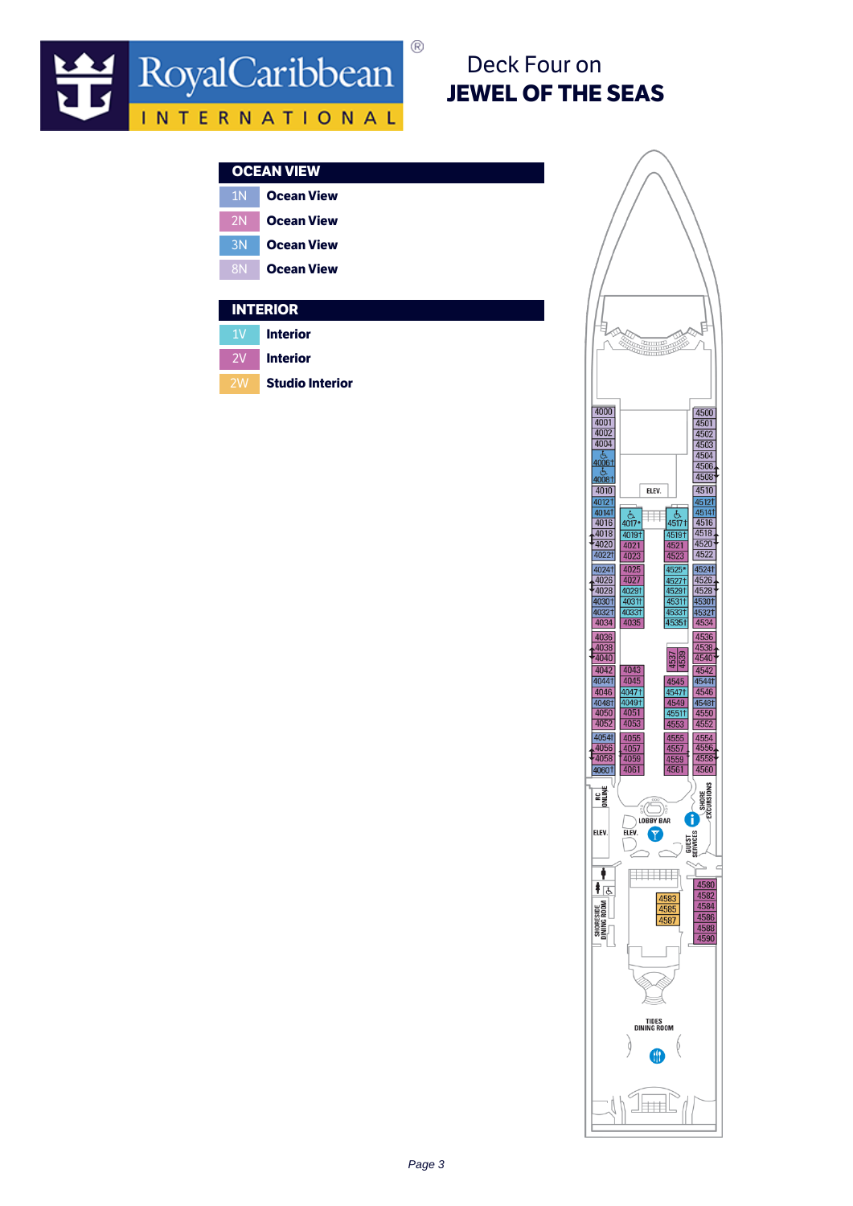Royal Caribbean INTERNATIONAL

# Deck Four on **JEWEL OF THE SEAS**

## OCEAN VIEW

| Code | Category |
| --- | --- |
| 1N | **Ocean View** |
| 2N | **Ocean View** |
| 3N | **Ocean View** |
| 8N | **Ocean View** |

## INTERIOR

| Code | Category |
| --- | --- |
| 1V | **Interior** |
| 2V | **Interior** |
| 2W | **Studio Interior** |

ELEV.

4000 4001 4002 4004 4006† 4008† 4010 4012† 4014† 4016 4018 4020 4022† 4024† 4026 4028 4030† 4032† 4034 4036 4038 4040 4042 4044† 4046 4048† 4050 4052 4054† 4056 4058 4060†

4017* 4019† 4021 4023 4025 4027 4029† 4031† 4033† 4035 4043 4045 4047† 4049† 4051 4053 4055 4057 4059 4061

4517† 4519† 4521 4523 4525* 4527† 4529† 4531† 4533† 4535† 4537 4539 4545 4547† 4549 4551† 4553 4555 4557 4559 4561

4500 4501 4502 4503 4504 4506 4508 4510 4512† 4514† 4516 4518 4520 4522 4524† 4526 4528 4530† 4532† 4534 4536 4538 4540 4542 4544† 4546 4548† 4550 4552 4554 4556 4558 4560

RC ONLINE

SHORE EXCURSIONS

LOBBY BAR

ELEV.

ELEV.

GUEST SERVICES

SHORESIDE DINING ROOM

4583 4585 4587

4580 4582 4584 4586 4588 4590

TIDES DINING ROOM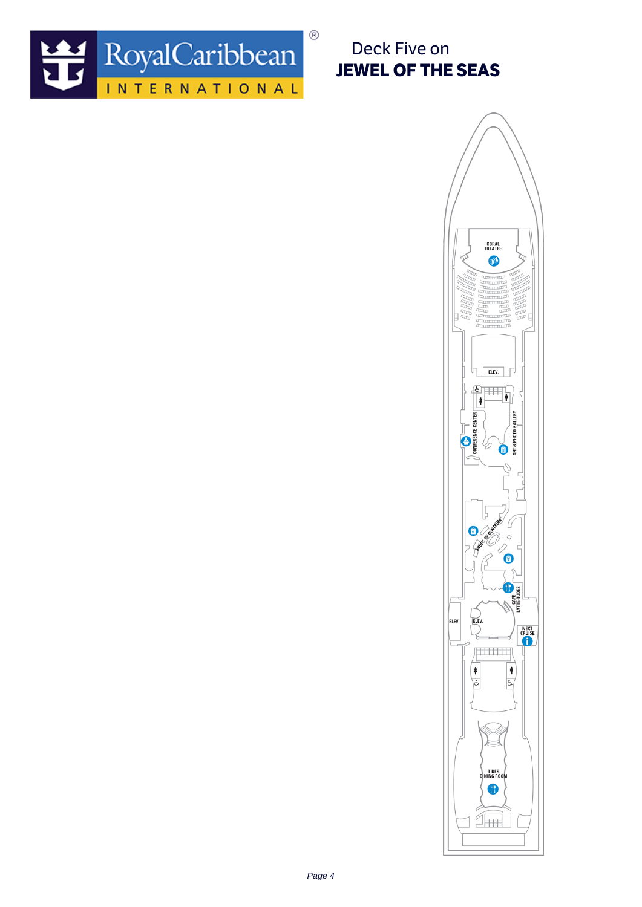Royal Caribbean INTERNATIONAL

# Deck Five on
# JEWEL OF THE SEAS

CORAL THEATRE

ELEV.

CONFERENCE CENTER

ART & PHOTO GALLERY

SHOPS OF CENTRUM

CAFE LATTE-TUDES

ELEV.

ELEV.

NEXT CRUISE

TIDES DINING ROOM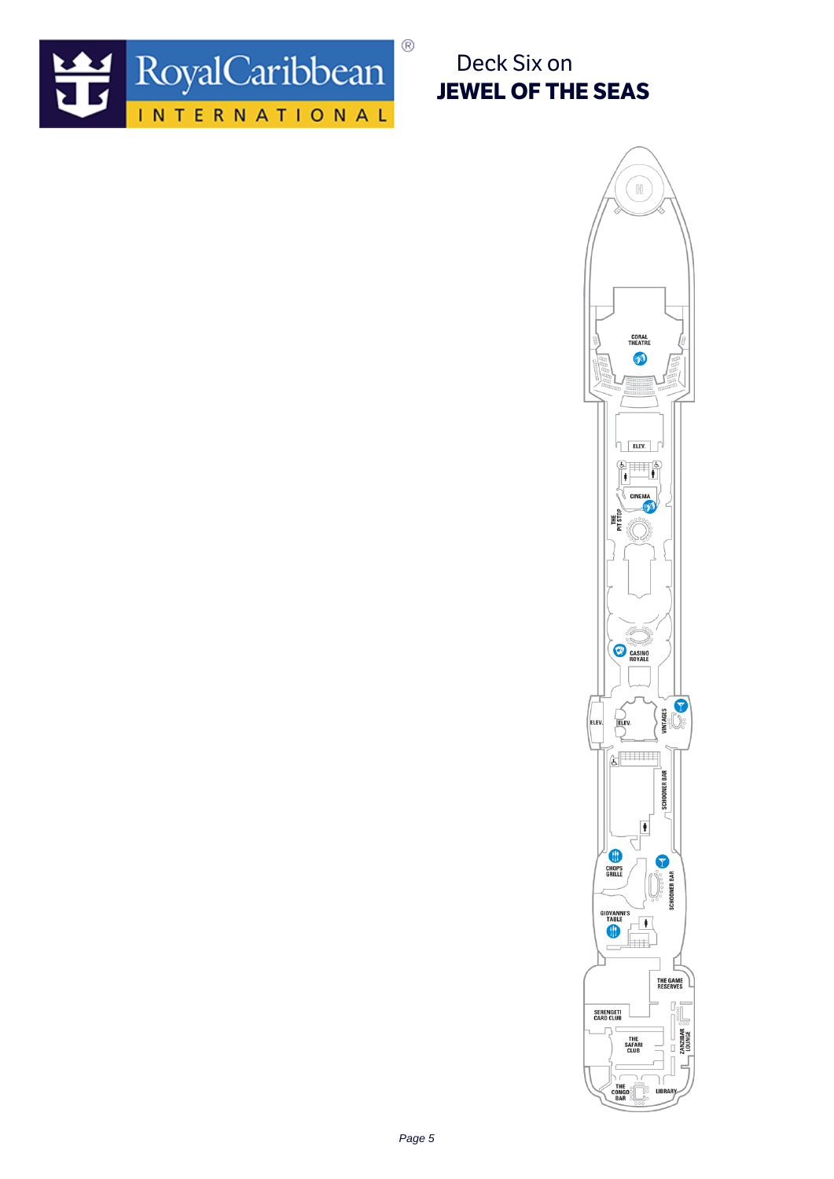# Deck Six on
# JEWEL OF THE SEAS

CORAL THEATRE

ELEV.

CINEMA

THE PIT STOP

CASINO ROYALE

ELEV.

ELEV.

VINTAGES

SCHOONER BAR

CHOPS GRILLE

SCHOONER BAR

GIOVANNI'S TABLE

THE GAME RESERVES

SERENGETI CARD CLUB

THE SAFARI CLUB

ZANZIBAR LOUNGE

THE CONGO BAR

LIBRARY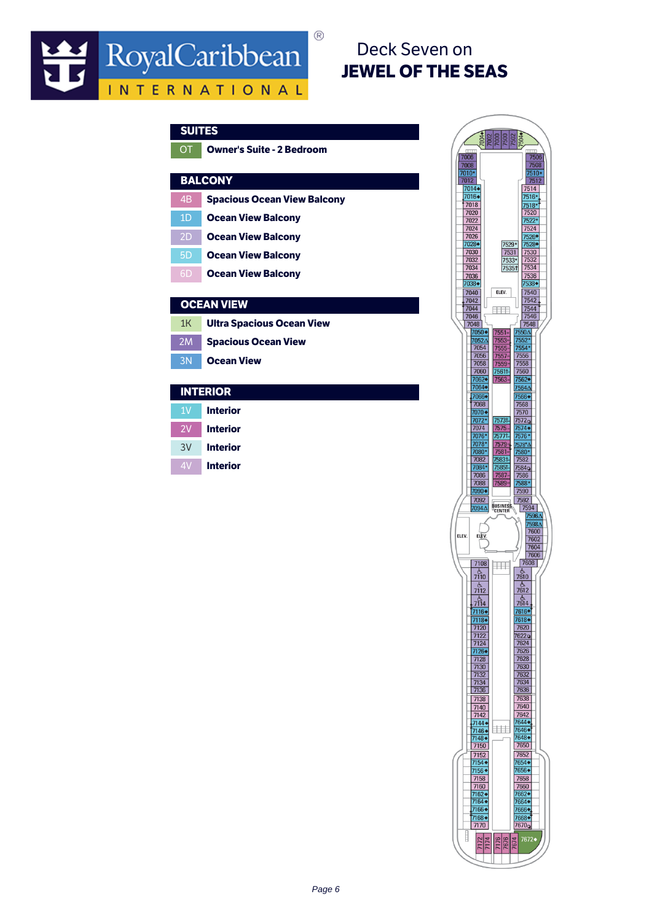# Deck Seven on
## JEWEL OF THE SEAS

### SUITES

| Code | Category |
|---|---|
| OT | Owner's Suite - 2 Bedroom |

### BALCONY

| Code | Category |
|---|---|
| 4B | Spacious Ocean View Balcony |
| 1D | Ocean View Balcony |
| 2D | Ocean View Balcony |
| 5D | Ocean View Balcony |
| 6D | Ocean View Balcony |

### OCEAN VIEW

| Code | Category |
|---|---|
| 1K | Ultra Spacious Ocean View |
| 2M | Spacious Ocean View |
| 3N | Ocean View |

### INTERIOR

| Code | Category |
|---|---|
| 1V | Interior |
| 2V | Interior |
| 3V | Interior |
| 4V | Interior |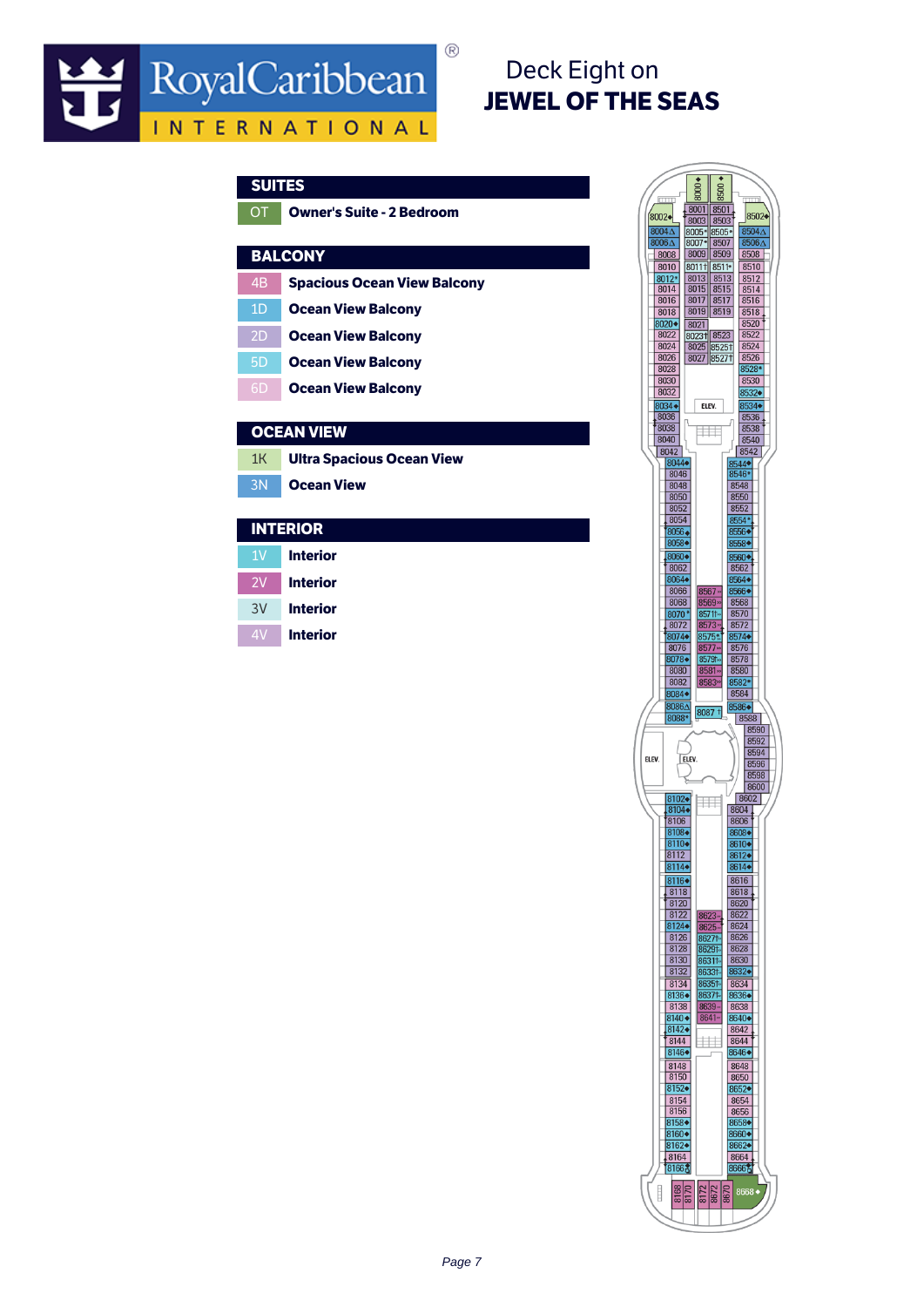# Deck Eight on JEWEL OF THE SEAS

## SUITES

| Code | Category |
|---|---|
| OT | Owner's Suite - 2 Bedroom |

## BALCONY

| Code | Category |
|---|---|
| 4B | Spacious Ocean View Balcony |
| 1D | Ocean View Balcony |
| 2D | Ocean View Balcony |
| 5D | Ocean View Balcony |
| 6D | Ocean View Balcony |

## OCEAN VIEW

| Code | Category |
|---|---|
| 1K | Ultra Spacious Ocean View |
| 3N | Ocean View |

## INTERIOR

| Code | Category |
|---|---|
| 1V | Interior |
| 2V | Interior |
| 3V | Interior |
| 4V | Interior |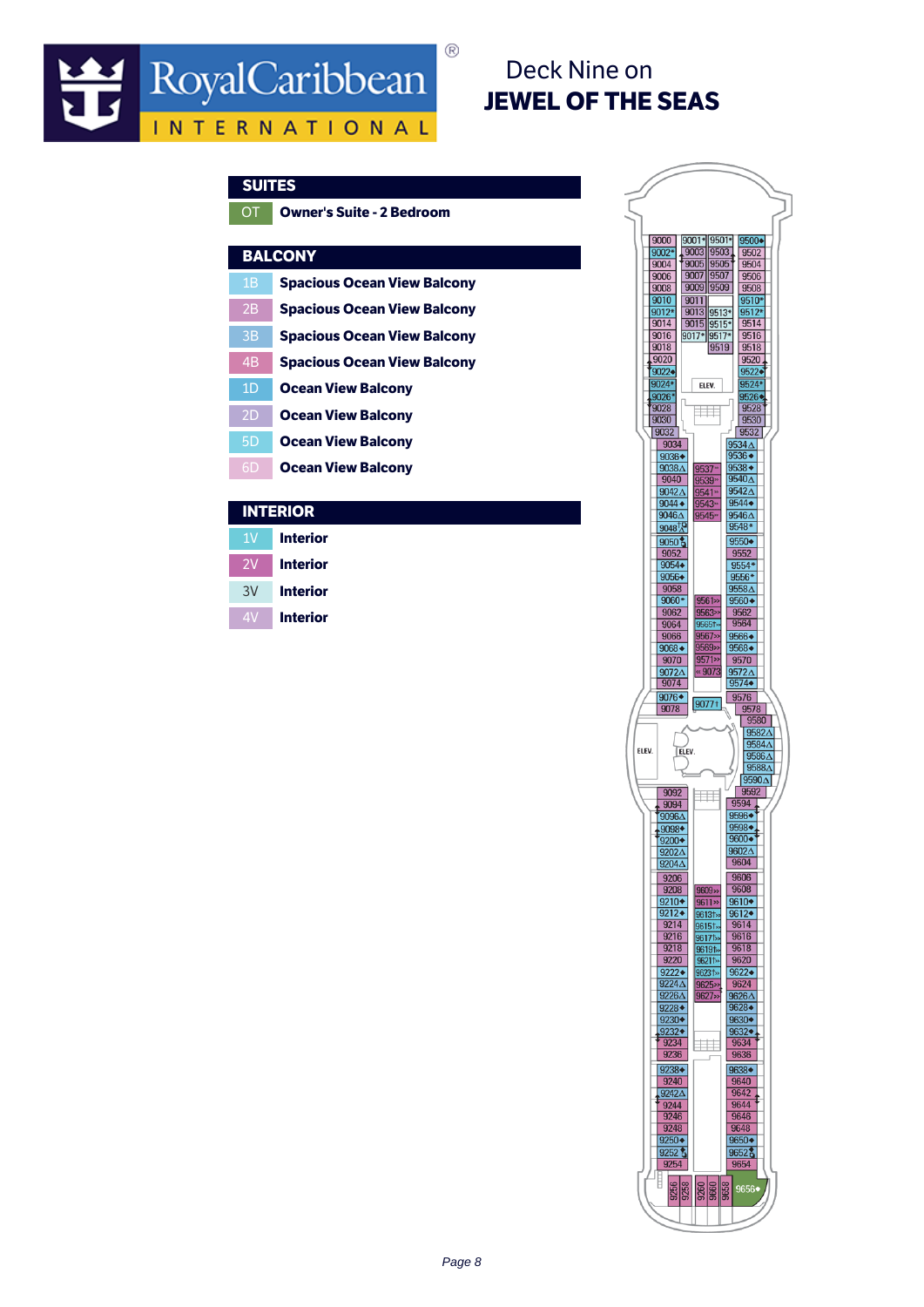# Deck Nine on JEWEL OF THE SEAS

Royal Caribbean INTERNATIONAL

## SUITES

| Code | Category |
| --- | --- |
| OT | Owner's Suite - 2 Bedroom |

## BALCONY

| Code | Category |
| --- | --- |
| 1B | Spacious Ocean View Balcony |
| 2B | Spacious Ocean View Balcony |
| 3B | Spacious Ocean View Balcony |
| 4B | Spacious Ocean View Balcony |
| 1D | Ocean View Balcony |
| 2D | Ocean View Balcony |
| 5D | Ocean View Balcony |
| 6D | Ocean View Balcony |

## INTERIOR

| Code | Category |
| --- | --- |
| 1V | Interior |
| 2V | Interior |
| 3V | Interior |
| 4V | Interior |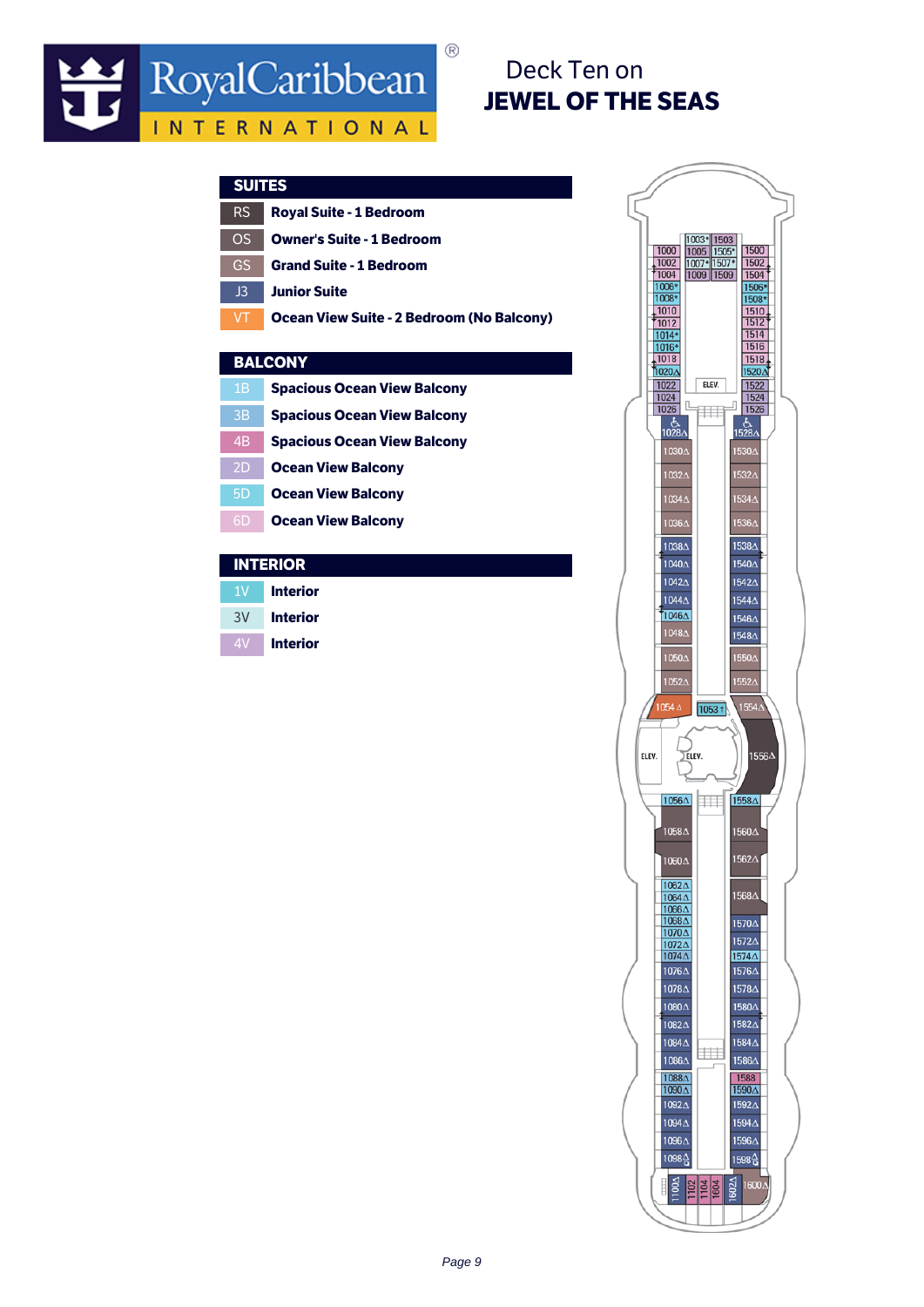# Deck Ten on
# JEWEL OF THE SEAS

## SUITES

| Code | Category |
| --- | --- |
| RS | **Royal Suite - 1 Bedroom** |
| OS | **Owner's Suite - 1 Bedroom** |
| GS | **Grand Suite - 1 Bedroom** |
| J3 | **Junior Suite** |
| VT | **Ocean View Suite - 2 Bedroom (No Balcony)** |

## BALCONY

| Code | Category |
| --- | --- |
| 1B | **Spacious Ocean View Balcony** |
| 3B | **Spacious Ocean View Balcony** |
| 4B | **Spacious Ocean View Balcony** |
| 2D | **Ocean View Balcony** |
| 5D | **Ocean View Balcony** |
| 6D | **Ocean View Balcony** |

## INTERIOR

| Code | Category |
| --- | --- |
| 1V | **Interior** |
| 3V | **Interior** |
| 4V | **Interior** |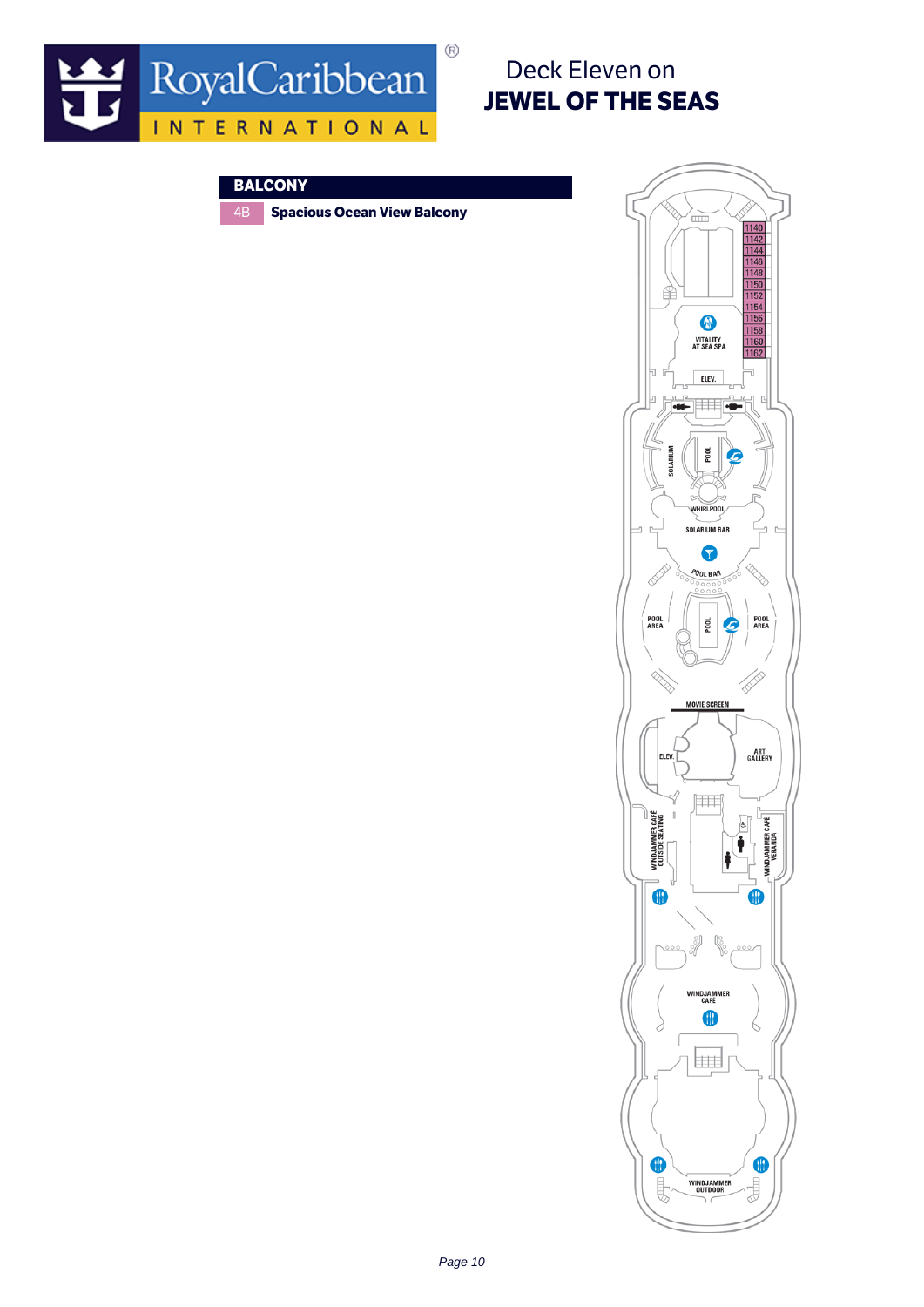# Deck Eleven on
# JEWEL OF THE SEAS

## BALCONY

| | |
|---|---|
| 4B | **Spacious Ocean View Balcony** |

1140
1142
1144
1146
1148
1150
1152
1154
1156
1158
1160
1162

VITALITY AT SEA SPA

ELEV.

SOLARIUM

POOL

WHIRLPOOL

SOLARIUM BAR

POOL BAR

POOL AREA

POOL

POOL AREA

MOVIE SCREEN

ELEV.

ART GALLERY

WINDJAMMER CAFÉ OUTSIDE SEATING

WINDJAMMER CAFÉ VERANDA

WINDJAMMER CAFÉ

WINDJAMMER OUTDOOR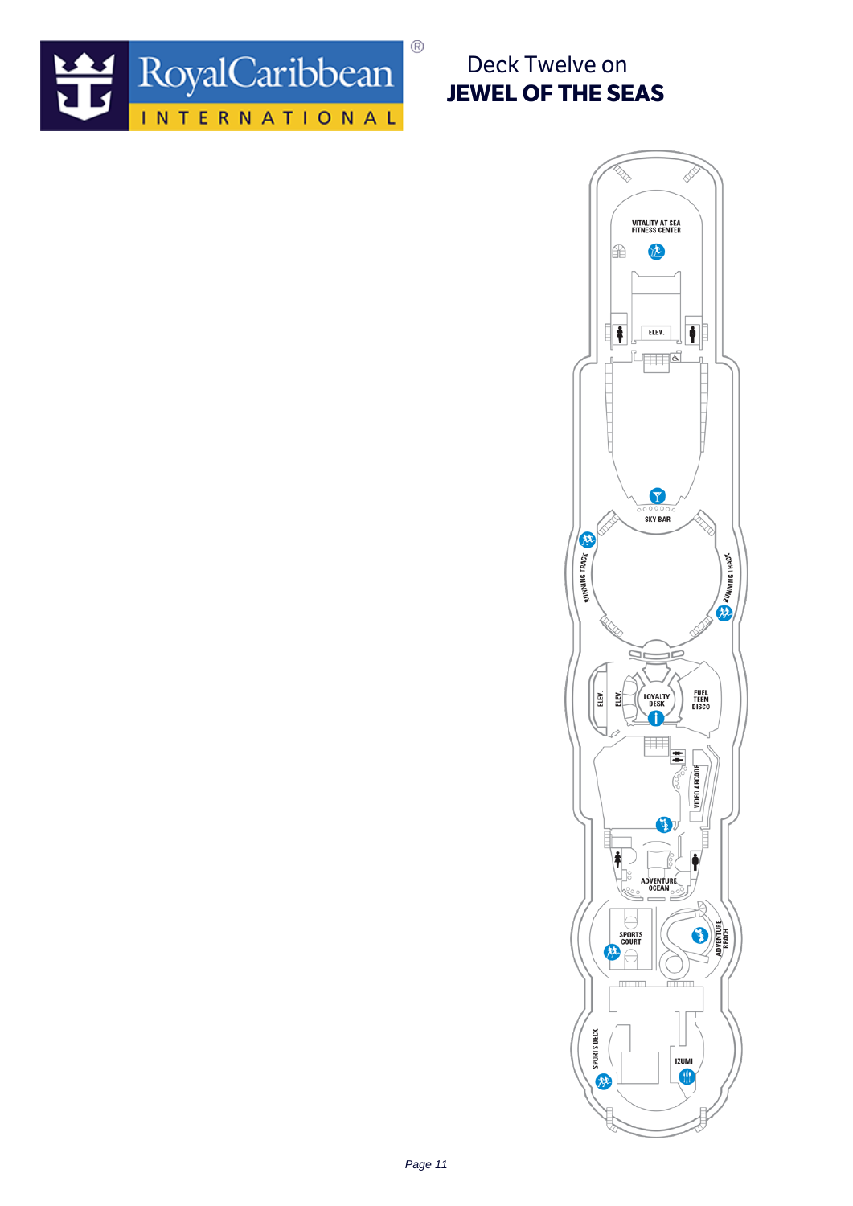# Deck Twelve on
# JEWEL OF THE SEAS

VITALITY AT SEA FITNESS CENTER

ELEV.

SKY BAR

RUNNING TRACK

RUNNING TRACK

ELEV.

ELEV.

LOYALTY DESK

FUEL TEEN DISCO

VIDEO ARCADE

ADVENTURE OCEAN

SPORTS COURT

ADVENTURE BEACH

SPORTS DECK

IZUMI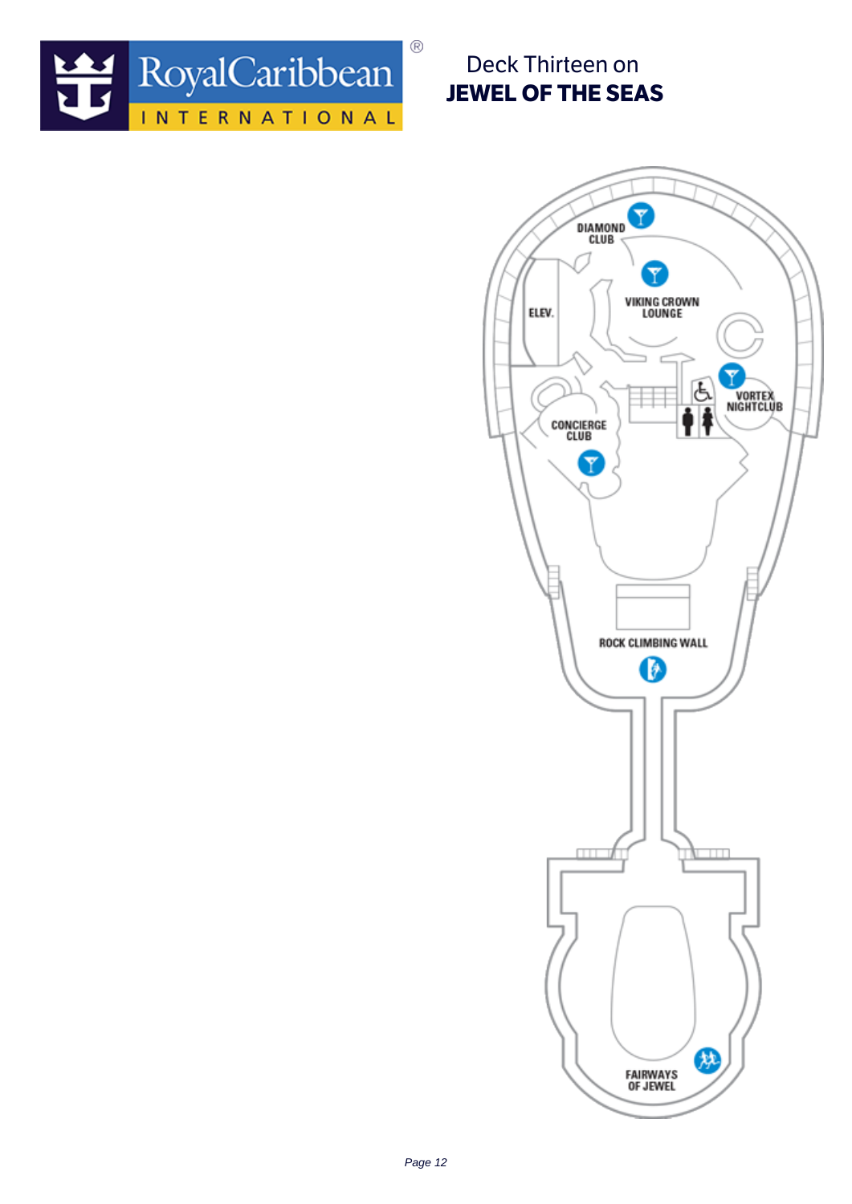Royal Caribbean International

# Deck Thirteen on **JEWEL OF THE SEAS**

DIAMOND CLUB

VIKING CROWN LOUNGE

ELEV.

VORTEX NIGHTCLUB

CONCIERGE CLUB

ROCK CLIMBING WALL

FAIRWAYS OF JEWEL